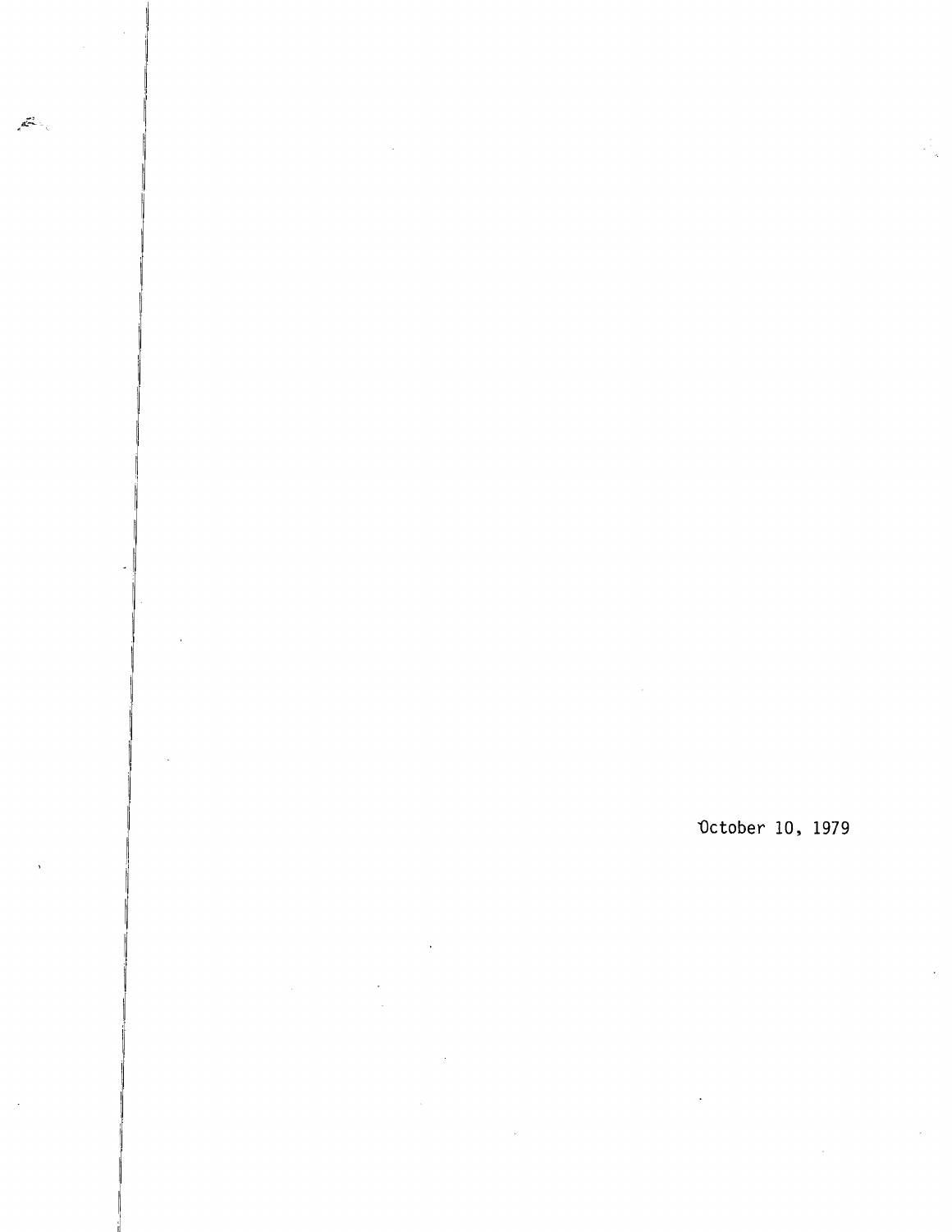October 10, 1979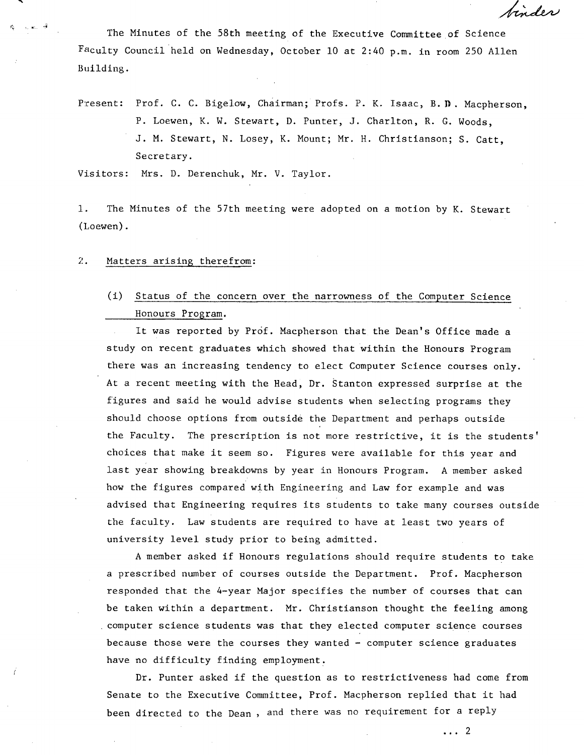The Minutes of the 58th meeting of the Executive Committee of Science Faculty Council held on Wednesday, October 10 at 2:40 p.m. in room 250 Allen Building.

Present: Prof. C. C. Bigelow, Chairman; Profs. P. K. Isaac, B. D. Macpherson, P. Loewen, K. W. Stewart, D. Punter, J. Charlton, R. G. Woods, J. M. Stewart, N. Losey, K. Mount; Mr. H. Christianson; S. Catt, Secretary.

Visitors: Mrs. D. Derenchuk, Mr. V. Taylor.

1. The Minutes of the 57th meeting were adopted on a motion by K. Stewart (Loewen).

2. Matters arising therefrom:

(i) Status of the concern over the narrowness of the Computer Science Honours Program.

It was reported by Prof. Macpherson that the Dean's Office made a study on recent graduates which showed that within the Honours Program there was an increasing tendency to elect Computer Science courses only. At a recent meeting with the Head, Dr. Stanton expressed surprise at the figures and said he would advise students when selecting programs they should choose options from outside the Department and perhaps outside the Faculty. The prescription is not more restrictive, it is the students' choices that make it seem so. Figures were available for this year and last year showing breakdowns by year in Honours Program. A member asked how the figures compared with Engineering and Law for example and was advised that Engineering requires its students to take many courses outside the faculty. Law students are required to have at least two years of university level study prior to being admitted.

A member asked if Honours regulations should require students to take a prescribed number of courses outside the Department. Prof. Macpherson responded that the 4-year Major specifies the number of courses that can be taken within a department. Mr. Christianson thought the feeling among computer science students was that they elected computer science courses because those were the courses they wanted - computer science graduates have no difficulty finding employment.

Dr. Punter asked if the question as to restrictiveness had come from Senate to the Executive Committee, Prof. Macpherson replied that it had been directed to the Dean , and there was no requirement for a reply

... 2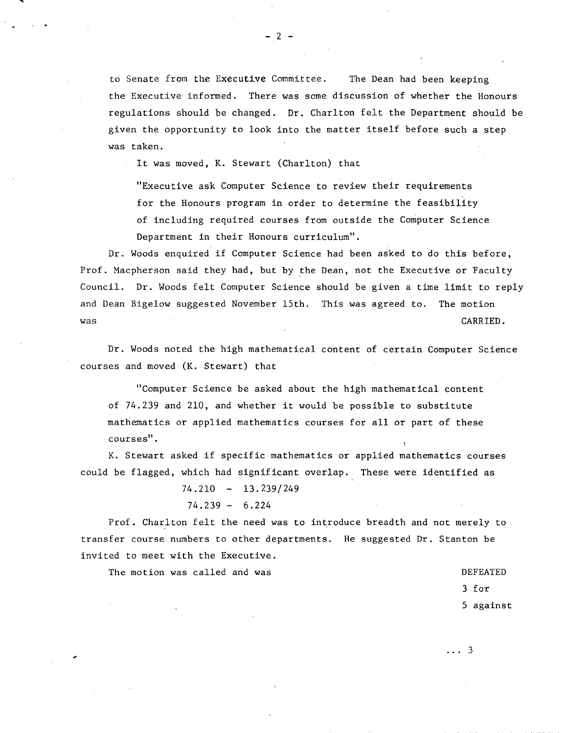to Senate from the Executive Committee. The Dean had been keeping the Executive informed. There was some discussion of whether the Honours regulations should be changed. Dr. Charlton felt the Department should be given the opportunity to look into the matter itself before such a step was taken.

It was moved, K. Stewart (Charlton) that

> "Executive ask Computer Science to review their requirements for the Honours program in order to determine the feasibility of including required courses from outside the Computer Science Department in their Honours curriculum".

Dr. Woods enquired if Computer Science had been asked to do this before, Prof. Macpherson said they had, but by the Dean, not the Executive or Faculty Council. Dr. Woods felt Computer Science should be given a time limit to reply and Dean Bigelow suggested November 15th. This was agreed to. The motion was CARRIED.

Dr. Woods noted the high mathematical content of certain Computer Science courses and moved (K. Stewart) that

> "Computer Science be asked about the high mathematical content of 74.239 and 210, and whether it would be possible to substitute mathematics or applied mathematics courses for all or part of these courses".

K. Stewart asked if specific mathematics or applied mathematics courses could be flagged, which had significant overlap. These were identified as

74.210 - 13.239/249

74.239 - 6.224

Prof. Charlton felt the need was to introduce breadth and not merely to transfer course numbers to other departments. He suggested Dr. Stanton be invited to meet with the Executive.

The motion was called and was DEFEATED

3 for

5 against

... 3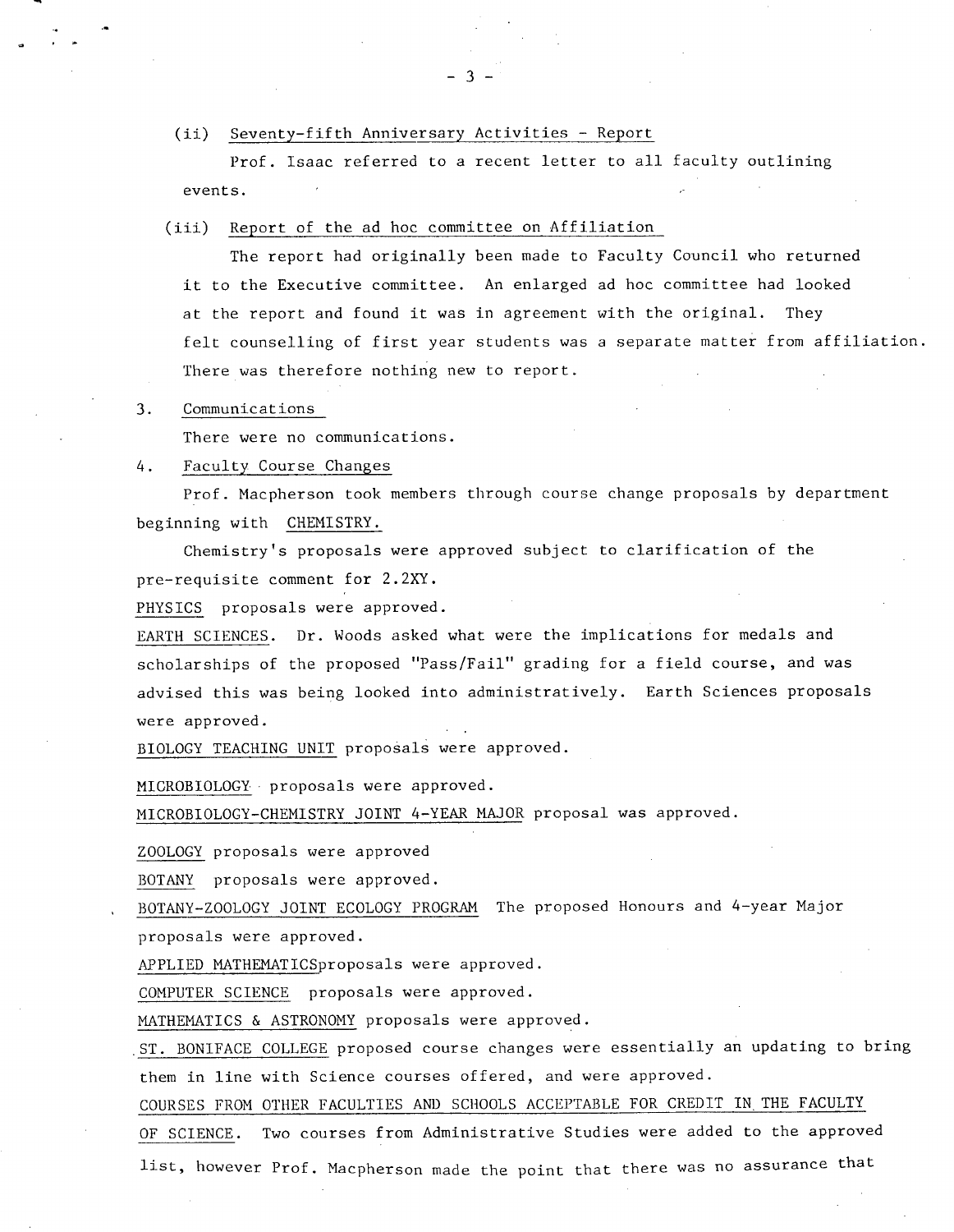(ii) Seventy-fifth Anniversary Activities - Report

Prof. Isaac referred to a recent letter to all faculty outlining events.

(iii) Report of the ad hoc committee on Affiliation

The report had originally been made to Faculty Council who returned it to the Executive committee. An enlarged ad hoc committee had looked at the report and found it was in agreement with the original. They felt counselling of first year students was a separate matter from affiliation. There was therefore nothing new to report.

3. Communications

There were no communications.

4. Faculty Course Changes

Prof. Macpherson took members through course change proposals by department beginning with CHEMISTRY.

Chemistry's proposals were approved subject to clarification of the pre-requisite comment for 2.2XY.

PHYSICS proposals were approved.

EARTH SCIENCES. Dr. Woods asked what were the implications for medals and scholarships of the proposed "Pass/Fail" grading for a field course, and was advised this was being looked into administratively. Earth Sciences proposals were approved.

BIOLOGY TEACHING UNIT proposals were approved.

MICROBIOLOGY proposals were approved.

MICROBIOLOGY-CHEMISTRY JOINT 4-YEAR MAJOR proposal was approved.

ZOOLOGY proposals were approved

BOTANY proposals were approved.

BOTANY-ZOOLOGY JOINT ECOLOGY PROGRAM The proposed Honours and 4-year Major proposals were approved.

APPLIED MATHEMATICSproposals were approved.

COMPUTER SCIENCE proposals were approved.

MATHEMATICS & ASTRONOMY proposals were approved.

ST. BONIFACE COLLEGE proposed course changes were essentially an updating to bring them in line with Science courses offered, and were approved.

COURSES FROM OTHER FACULTIES AND SCHOOLS ACCEPTABLE FOR CREDIT IN THE FACULTY OF SCIENCE. Two courses from Administrative Studies were added to the approved list, however Prof. Macpherson made the point that there was no assurance that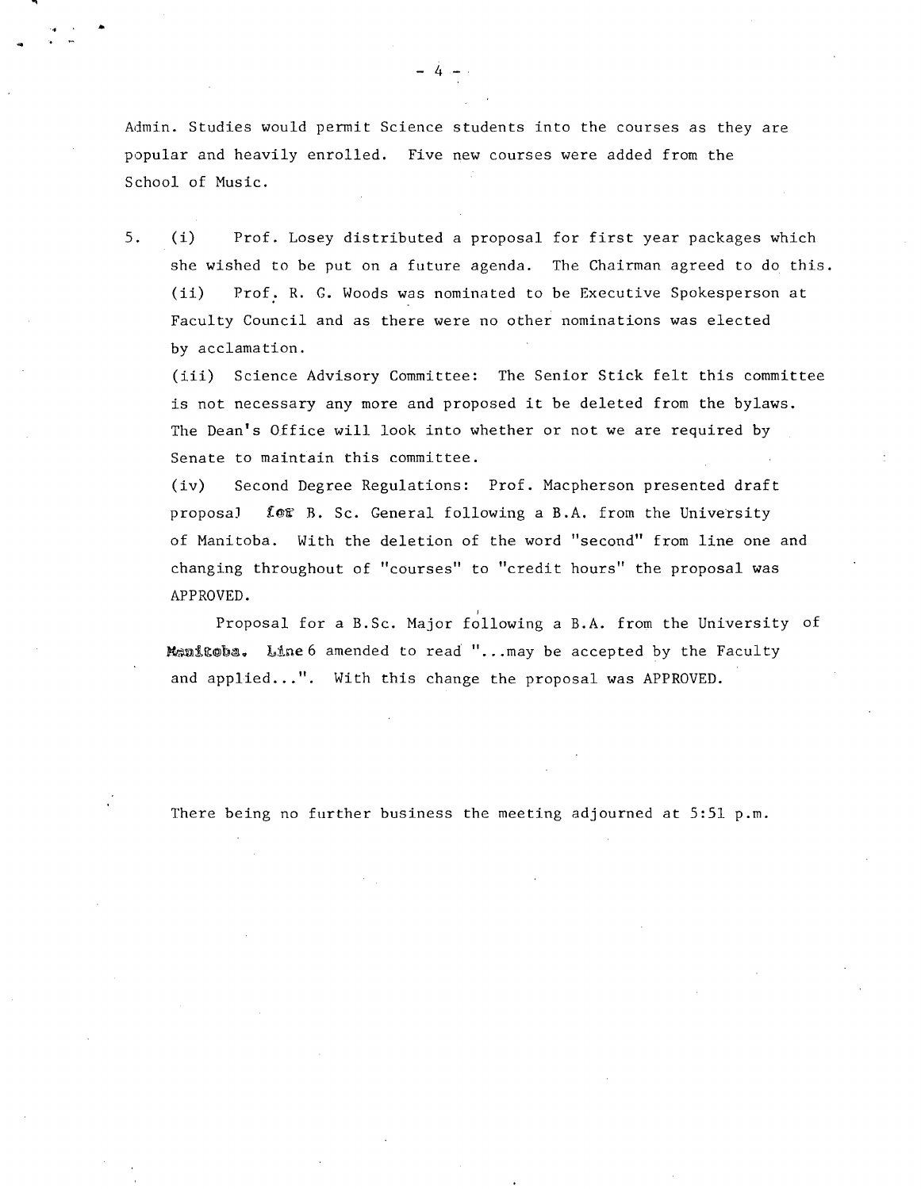Admin. Studies would permit Science students into the courses as they are popular and heavily enrolled. Five new courses were added from the School of Music.

5. (i) Prof. Losey distributed a proposal for first year packages which she wished to be put on a future agenda. The Chairman agreed to do this.

(ii) Prof. R. G. Woods was nominated to be Executive Spokesperson at Faculty Council and as there were no other nominations was elected by acclamation.

(iii) Science Advisory Committee: The Senior Stick felt this committee is not necessary any more and proposed it be deleted from the bylaws. The Dean's Office will look into whether or not we are required by Senate to maintain this committee.

(iv) Second Degree Regulations: Prof. Macpherson presented draft proposal for B. Sc. General following a B.A. from the University of Manitoba. With the deletion of the word "second" from line one and changing throughout of "courses" to "credit hours" the proposal was APPROVED.

Proposal for a B.Sc. Major following a B.A. from the University of Manitoba. Line 6 amended to read "...may be accepted by the Faculty and applied...". With this change the proposal was APPROVED.

There being no further business the meeting adjourned at 5:51 p.m.